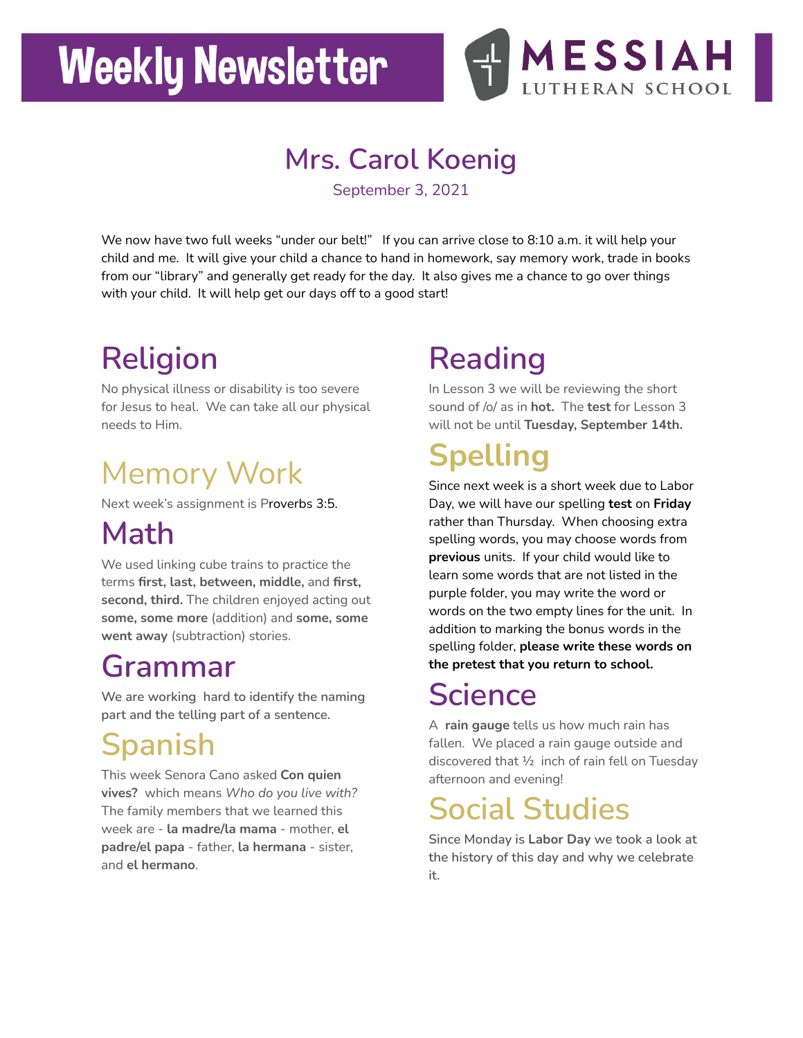# Weekly Newsletter

MESSIAH LUTHERAN SCHOOL

## Mrs. Carol Koenig

September 3, 2021

We now have two full weeks "under our belt!" If you can arrive close to 8:10 a.m. it will help your child and me. It will give your child a chance to hand in homework, say memory work, trade in books from our "library" and generally get ready for the day. It also gives me a chance to go over things with your child. It will help get our days off to a good start!

# Religion

No physical illness or disability is too severe for Jesus to heal. We can take all our physical needs to Him.

# Memory Work

Next week's assignment is Proverbs 3:5.

# Math

We used linking cube trains to practice the terms **first, last, between, middle,** and **first, second, third.** The children enjoyed acting out **some, some more** (addition) and **some, some went away** (subtraction) stories.

# Grammar

**We are working hard to identify the naming part and the telling part of a sentence.**

# Spanish

This week Senora Cano asked **Con quien vives?** which means *Who do you live with?* The family members that we learned this week are - **la madre/la mama** - mother, **el padre/el papa** - father, **la hermana** - sister, and **el hermano**.

# Reading

In Lesson 3 we will be reviewing the short sound of /o/ as in **hot.** The **test** for Lesson 3 will not be until **Tuesday, September 14th.**

# Spelling

Since next week is a short week due to Labor Day, we will have our spelling **test** on **Friday** rather than Thursday. When choosing extra spelling words, you may choose words from **previous** units. If your child would like to learn some words that are not listed in the purple folder, you may write the word or words on the two empty lines for the unit. In addition to marking the bonus words in the spelling folder, **please write these words on the pretest that you return to school.**

# Science

A **rain gauge** tells us how much rain has fallen. We placed a rain gauge outside and discovered that ½ inch of rain fell on Tuesday afternoon and evening!

# Social Studies

**Since Monday is Labor Day we took a look at the history of this day and why we celebrate it.**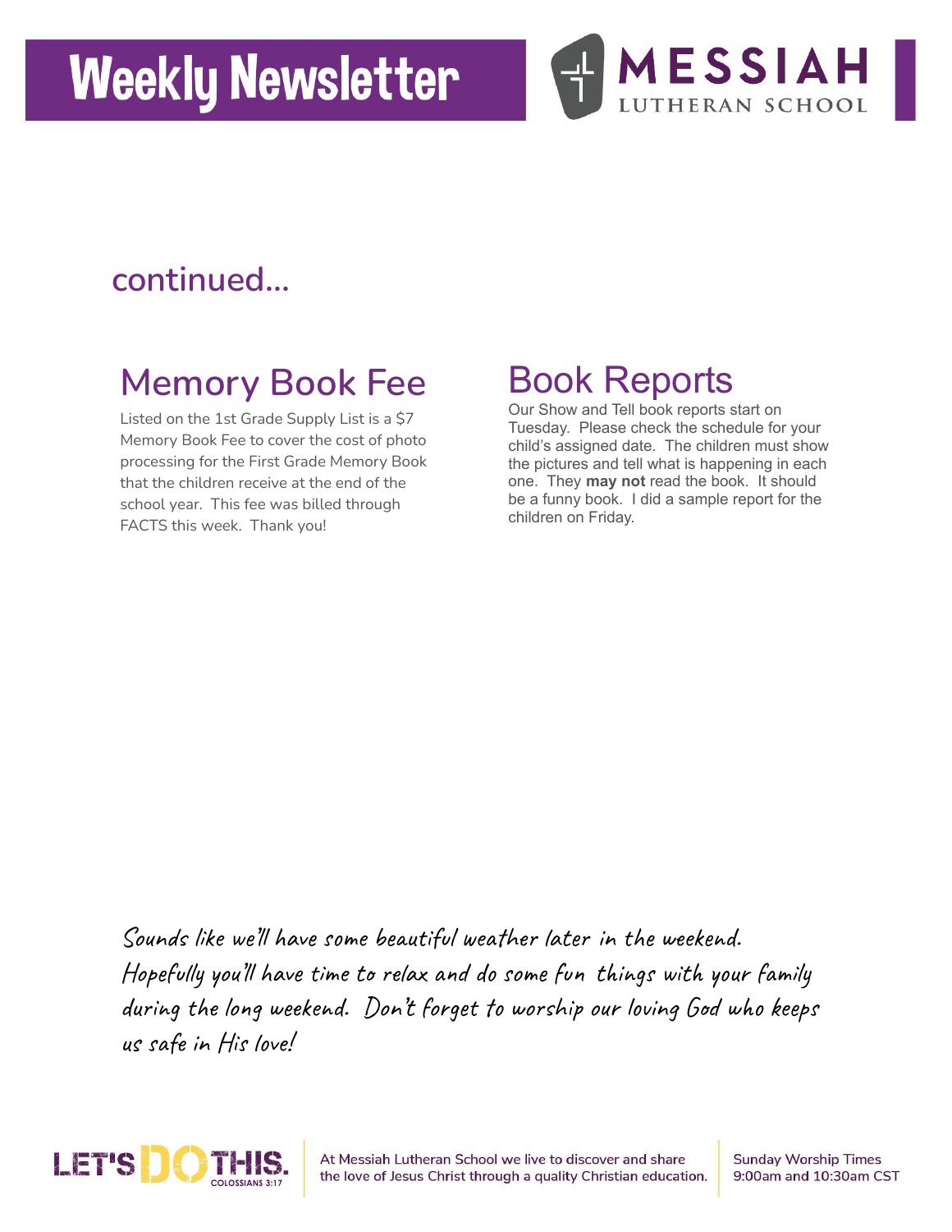continued...

## Memory Book Fee

Listed on the 1st Grade Supply List is a $7 Memory Book Fee to cover the cost of photo processing for the First Grade Memory Book that the children receive at the end of the school year. This fee was billed through FACTS this week. Thank you!

## Book Reports

Our Show and Tell book reports start on Tuesday. Please check the schedule for your child's assigned date. The children must show the pictures and tell what is happening in each one. They **may not** read the book. It should be a funny book. I did a sample report for the children on Friday.

*Sounds like we'll have some beautiful weather later in the weekend. Hopefully you'll have time to relax and do some fun things with your family during the long weekend. Don't forget to worship our loving God who keeps us safe in His love!*

LET'S DO THIS. COLOSSIANS 3:17

At Messiah Lutheran School we live to discover and share the love of Jesus Christ through a quality Christian education.

Sunday Worship Times
9:00am and 10:30am CST